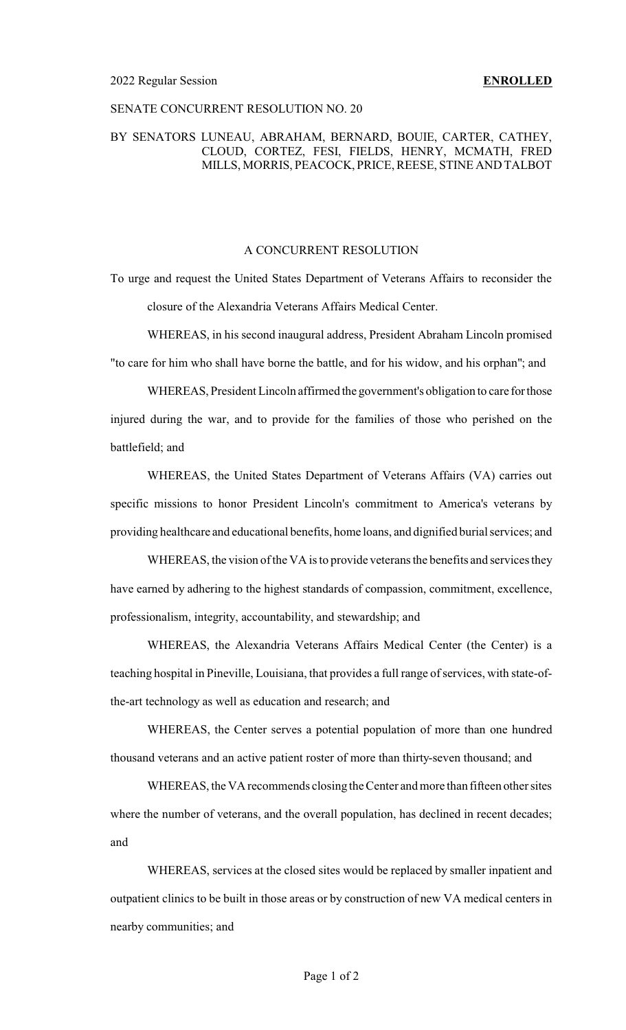2022 Regular Session **ENROLLED**

SENATE CONCURRENT RESOLUTION NO. 20

BY SENATORS LUNEAU, ABRAHAM, BERNARD, BOUIE, CARTER, CATHEY, CLOUD, CORTEZ, FESI, FIELDS, HENRY, MCMATH, FRED MILLS, MORRIS, PEACOCK, PRICE, REESE, STINE AND TALBOT

A CONCURRENT RESOLUTION

To urge and request the United States Department of Veterans Affairs to reconsider the closure of the Alexandria Veterans Affairs Medical Center.

WHEREAS, in his second inaugural address, President Abraham Lincoln promised "to care for him who shall have borne the battle, and for his widow, and his orphan"; and

WHEREAS, President Lincoln affirmed the government's obligation to care for those injured during the war, and to provide for the families of those who perished on the battlefield; and

WHEREAS, the United States Department of Veterans Affairs (VA) carries out specific missions to honor President Lincoln's commitment to America's veterans by providing healthcare and educational benefits, home loans, and dignified burial services; and

WHEREAS, the vision of the VA is to provide veterans the benefits and services they have earned by adhering to the highest standards of compassion, commitment, excellence, professionalism, integrity, accountability, and stewardship; and

WHEREAS, the Alexandria Veterans Affairs Medical Center (the Center) is a teaching hospital in Pineville, Louisiana, that provides a full range of services, with state-of-the-art technology as well as education and research; and

WHEREAS, the Center serves a potential population of more than one hundred thousand veterans and an active patient roster of more than thirty-seven thousand; and

WHEREAS, the VA recommends closing the Center and more than fifteen other sites where the number of veterans, and the overall population, has declined in recent decades; and

WHEREAS, services at the closed sites would be replaced by smaller inpatient and outpatient clinics to be built in those areas or by construction of new VA medical centers in nearby communities; and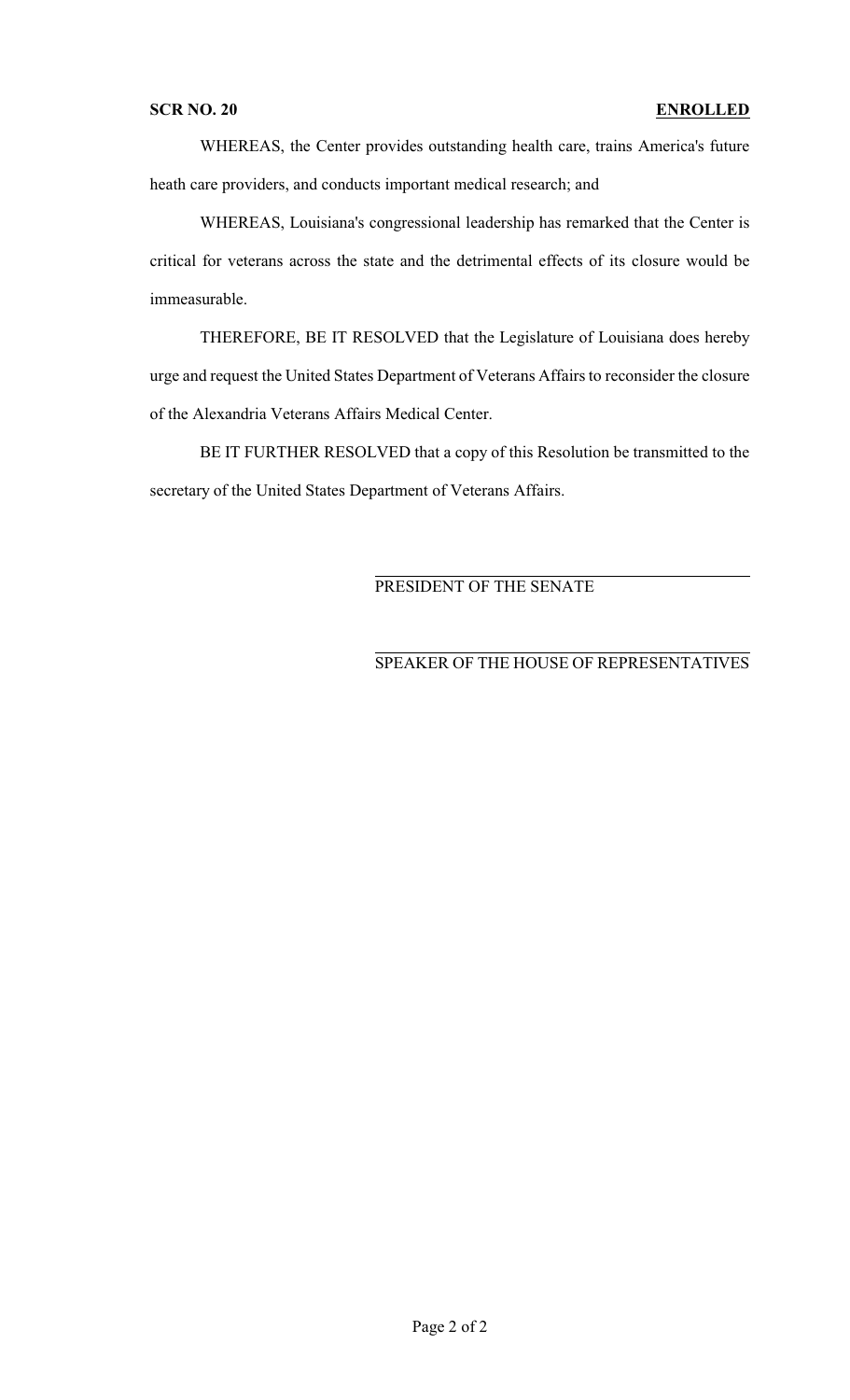**SCR NO. 20** **ENROLLED**

WHEREAS, the Center provides outstanding health care, trains America's future heath care providers, and conducts important medical research; and

WHEREAS, Louisiana's congressional leadership has remarked that the Center is critical for veterans across the state and the detrimental effects of its closure would be immeasurable.

THEREFORE, BE IT RESOLVED that the Legislature of Louisiana does hereby urge and request the United States Department of Veterans Affairs to reconsider the closure of the Alexandria Veterans Affairs Medical Center.

BE IT FURTHER RESOLVED that a copy of this Resolution be transmitted to the secretary of the United States Department of Veterans Affairs.

PRESIDENT OF THE SENATE

SPEAKER OF THE HOUSE OF REPRESENTATIVES